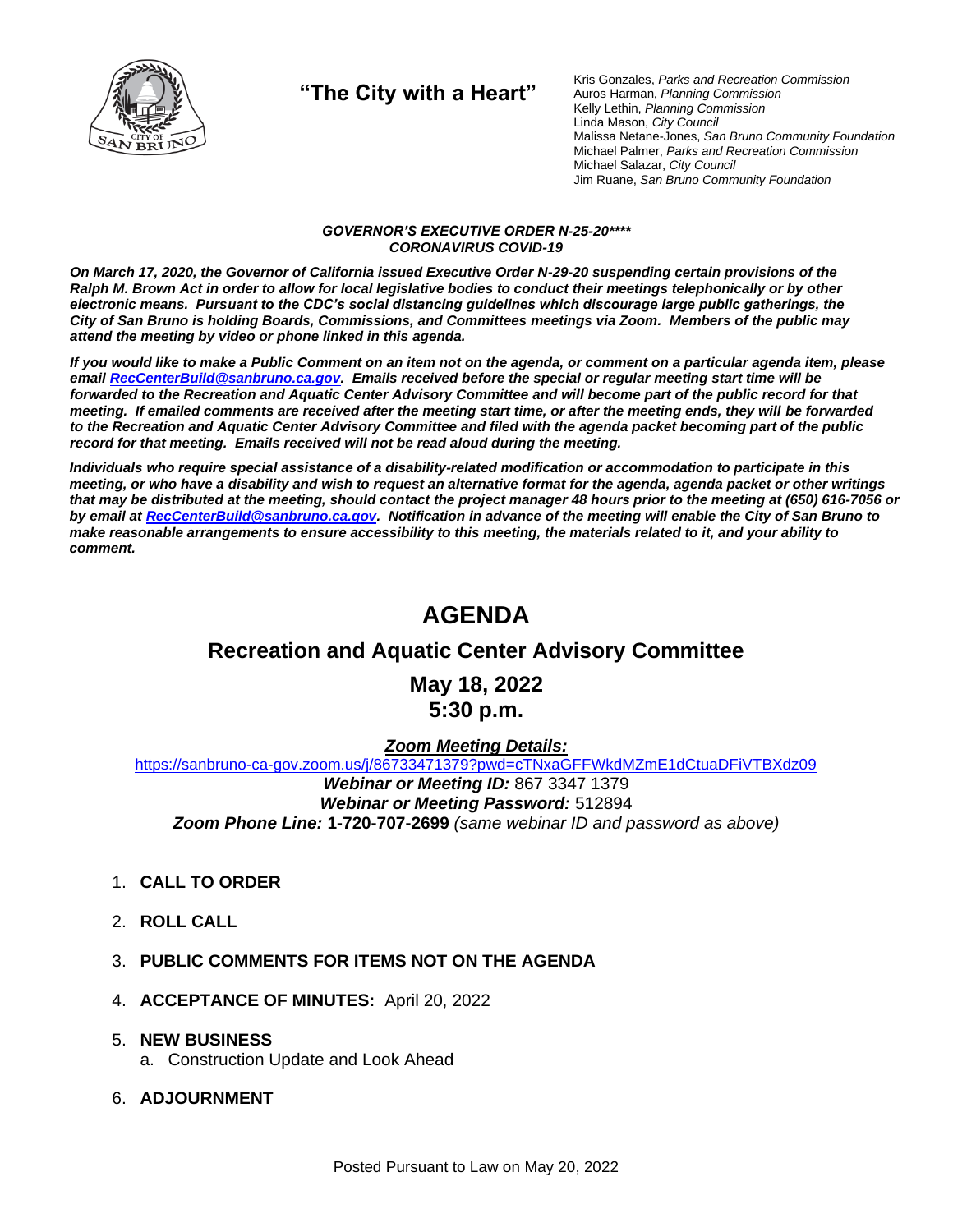## "The City with a Heart"

Kris Gonzales, *Parks and Recreation Commission*
Auros Harman, *Planning Commission*
Kelly Lethin, *Planning Commission*
Linda Mason, *City Council*
Malissa Netane-Jones, *San Bruno Community Foundation*
Michael Palmer, *Parks and Recreation Commission*
Michael Salazar, *City Council*
Jim Ruane, *San Bruno Community Foundation*

***GOVERNOR'S EXECUTIVE ORDER N-25-20*****
***CORONAVIRUS COVID-19***

***On March 17, 2020, the Governor of California issued Executive Order N-29-20 suspending certain provisions of the Ralph M. Brown Act in order to allow for local legislative bodies to conduct their meetings telephonically or by other electronic means. Pursuant to the CDC's social distancing guidelines which discourage large public gatherings, the City of San Bruno is holding Boards, Commissions, and Committees meetings via Zoom. Members of the public may attend the meeting by video or phone linked in this agenda.***

***If you would like to make a Public Comment on an item not on the agenda, or comment on a particular agenda item, please email [RecCenterBuild@sanbruno.ca.gov](mailto:RecCenterBuild@sanbruno.ca.gov). Emails received before the special or regular meeting start time will be forwarded to the Recreation and Aquatic Center Advisory Committee and will become part of the public record for that meeting. If emailed comments are received after the meeting start time, or after the meeting ends, they will be forwarded to the Recreation and Aquatic Center Advisory Committee and filed with the agenda packet becoming part of the public record for that meeting. Emails received will not be read aloud during the meeting.***

***Individuals who require special assistance of a disability-related modification or accommodation to participate in this meeting, or who have a disability and wish to request an alternative format for the agenda, agenda packet or other writings that may be distributed at the meeting, should contact the project manager 48 hours prior to the meeting at (650) 616-7056 or by email at [RecCenterBuild@sanbruno.ca.gov](mailto:RecCenterBuild@sanbruno.ca.gov). Notification in advance of the meeting will enable the City of San Bruno to make reasonable arrangements to ensure accessibility to this meeting, the materials related to it, and your ability to comment.***

# AGENDA

## Recreation and Aquatic Center Advisory Committee

## May 18, 2022
## 5:30 p.m.

***Zoom Meeting Details:***
https://sanbruno-ca-gov.zoom.us/j/86733471379?pwd=cTNxaGFFWkdMZmE1dCtuaDFiVTBXdz09
***Webinar or Meeting ID:*** 867 3347 1379
***Webinar or Meeting Password:*** 512894
***Zoom Phone Line:*** **1-720-707-2699** *(same webinar ID and password as above)*

1. **CALL TO ORDER**
2. **ROLL CALL**
3. **PUBLIC COMMENTS FOR ITEMS NOT ON THE AGENDA**
4. **ACCEPTANCE OF MINUTES:** April 20, 2022
5. **NEW BUSINESS**
   a. Construction Update and Look Ahead
6. **ADJOURNMENT**

Posted Pursuant to Law on May 20, 2022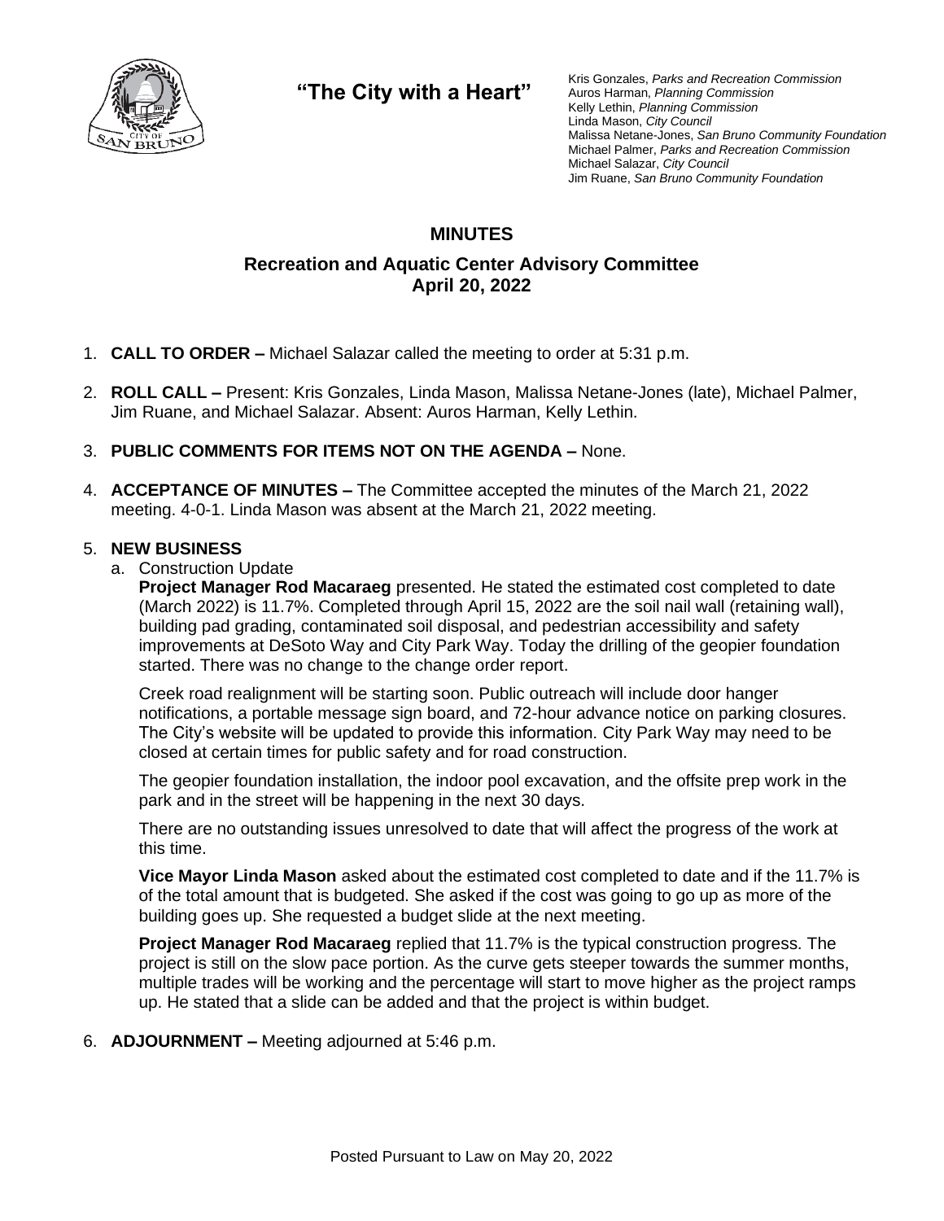**"The City with a Heart"**

Kris Gonzales, *Parks and Recreation Commission*
Auros Harman, *Planning Commission*
Kelly Lethin, *Planning Commission*
Linda Mason, *City Council*
Malissa Netane-Jones, *San Bruno Community Foundation*
Michael Palmer, *Parks and Recreation Commission*
Michael Salazar, *City Council*
Jim Ruane, *San Bruno Community Foundation*

# MINUTES

## Recreation and Aquatic Center Advisory Committee
## April 20, 2022

1. **CALL TO ORDER –** Michael Salazar called the meeting to order at 5:31 p.m.

2. **ROLL CALL –** Present: Kris Gonzales, Linda Mason, Malissa Netane-Jones (late), Michael Palmer, Jim Ruane, and Michael Salazar. Absent: Auros Harman, Kelly Lethin.

3. **PUBLIC COMMENTS FOR ITEMS NOT ON THE AGENDA –** None.

4. **ACCEPTANCE OF MINUTES –** The Committee accepted the minutes of the March 21, 2022 meeting. 4-0-1. Linda Mason was absent at the March 21, 2022 meeting.

5. **NEW BUSINESS**
   a. Construction Update

      **Project Manager Rod Macaraeg** presented. He stated the estimated cost completed to date (March 2022) is 11.7%. Completed through April 15, 2022 are the soil nail wall (retaining wall), building pad grading, contaminated soil disposal, and pedestrian accessibility and safety improvements at DeSoto Way and City Park Way. Today the drilling of the geopier foundation started. There was no change to the change order report.

      Creek road realignment will be starting soon. Public outreach will include door hanger notifications, a portable message sign board, and 72-hour advance notice on parking closures. The City's website will be updated to provide this information. City Park Way may need to be closed at certain times for public safety and for road construction.

      The geopier foundation installation, the indoor pool excavation, and the offsite prep work in the park and in the street will be happening in the next 30 days.

      There are no outstanding issues unresolved to date that will affect the progress of the work at this time.

      **Vice Mayor Linda Mason** asked about the estimated cost completed to date and if the 11.7% is of the total amount that is budgeted. She asked if the cost was going to go up as more of the building goes up. She requested a budget slide at the next meeting.

      **Project Manager Rod Macaraeg** replied that 11.7% is the typical construction progress. The project is still on the slow pace portion. As the curve gets steeper towards the summer months, multiple trades will be working and the percentage will start to move higher as the project ramps up. He stated that a slide can be added and that the project is within budget.

6. **ADJOURNMENT –** Meeting adjourned at 5:46 p.m.

Posted Pursuant to Law on May 20, 2022